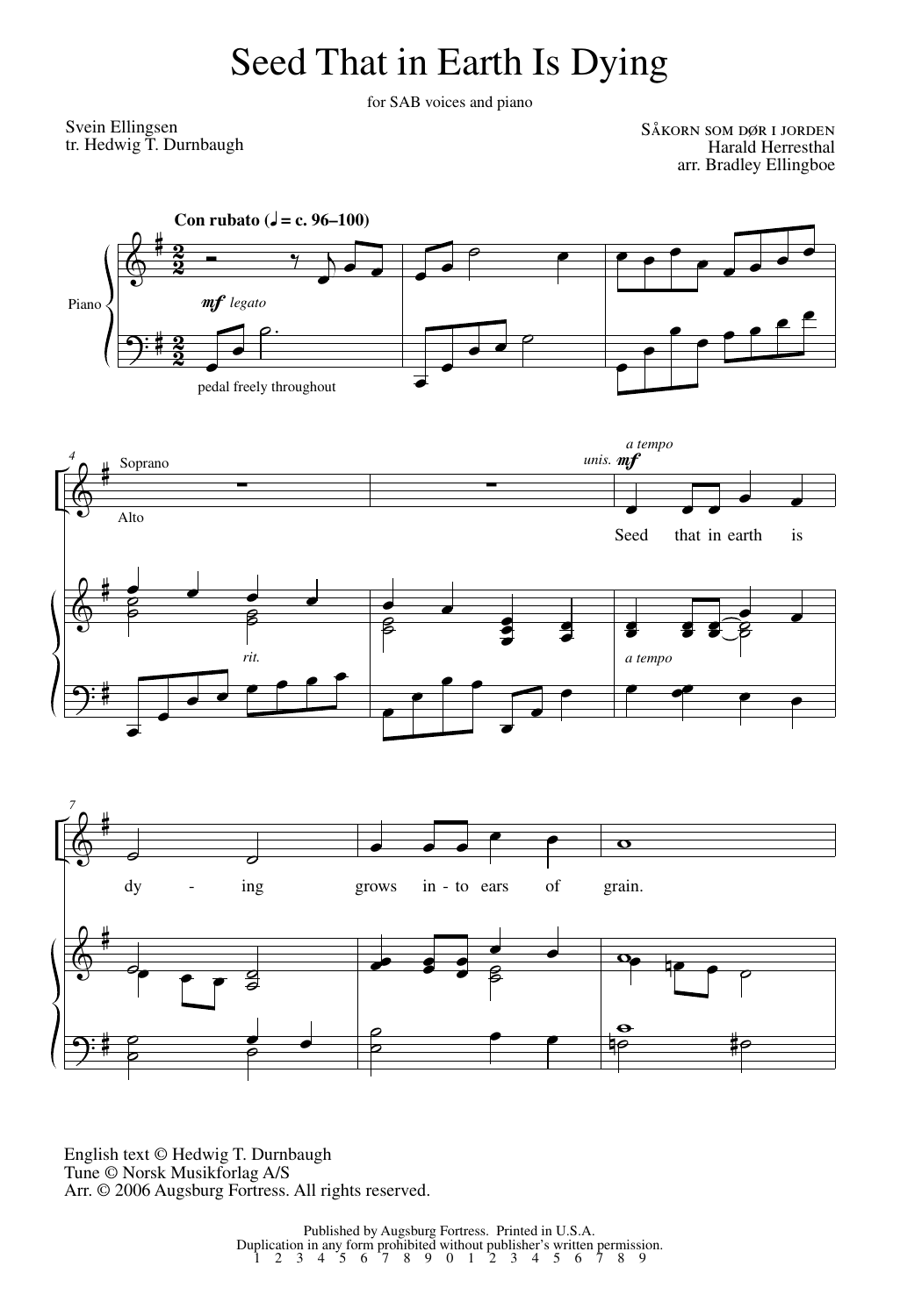# Seed That in Earth Is Dying

for SAB voices and piano

Svein Ellingsen
tr. Hedwig T. Durnbaugh

Såkorn som dør i jorden
Harald Herresthal
arr. Bradley Ellingboe

English text © Hedwig T. Durnbaugh
Tune © Norsk Musikforlag A/S
Arr. © 2006 Augsburg Fortress. All rights reserved.

Published by Augsburg Fortress. Printed in U.S.A.
Duplication in any form prohibited without publisher's written permission.
1 2 3 4 5 6 7 8 9 0 1 2 3 4 5 6 7 8 9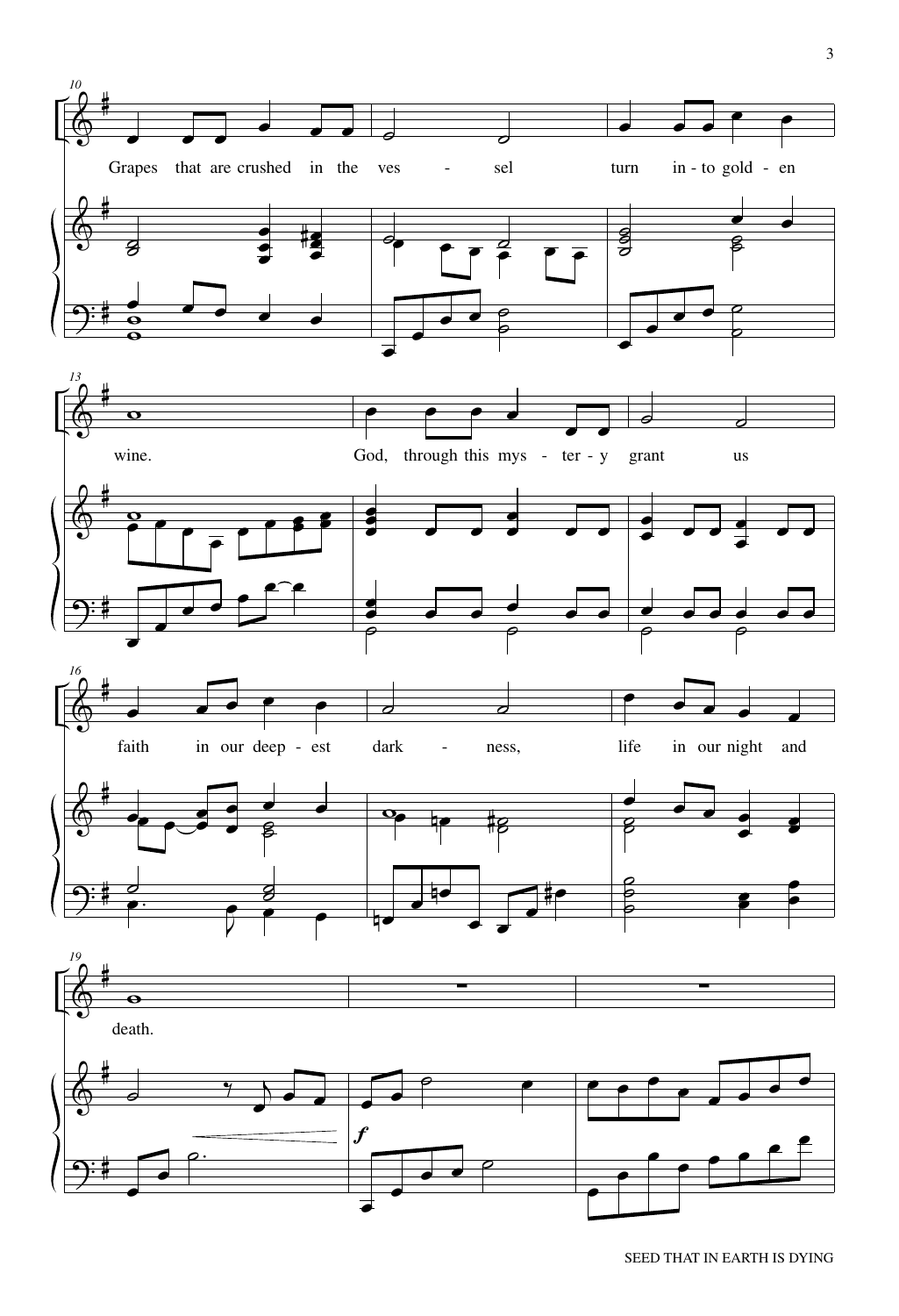10

Grapes that are crushed in the ves - sel turn in - to gold - en

13

wine. God, through this mys - ter - y grant us

16

faith in our deep - est dark - ness, life in our night and

19

death.

*f*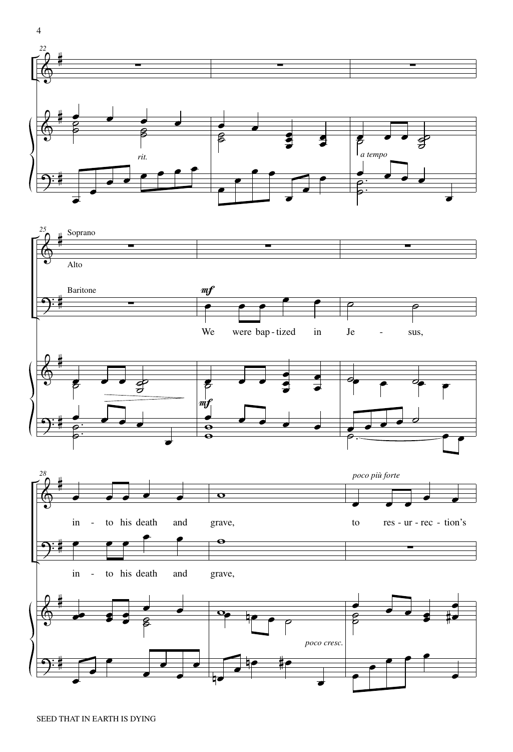22

*rit.*

*a tempo*

25

Soprano

Alto

Baritone

**mf**

We were bap - tized in Je - sus,

**mf**

28

*poco più forte*

in - to his death and grave, to res - ur - rec - tion's

in - to his death and grave,

*poco cresc.*